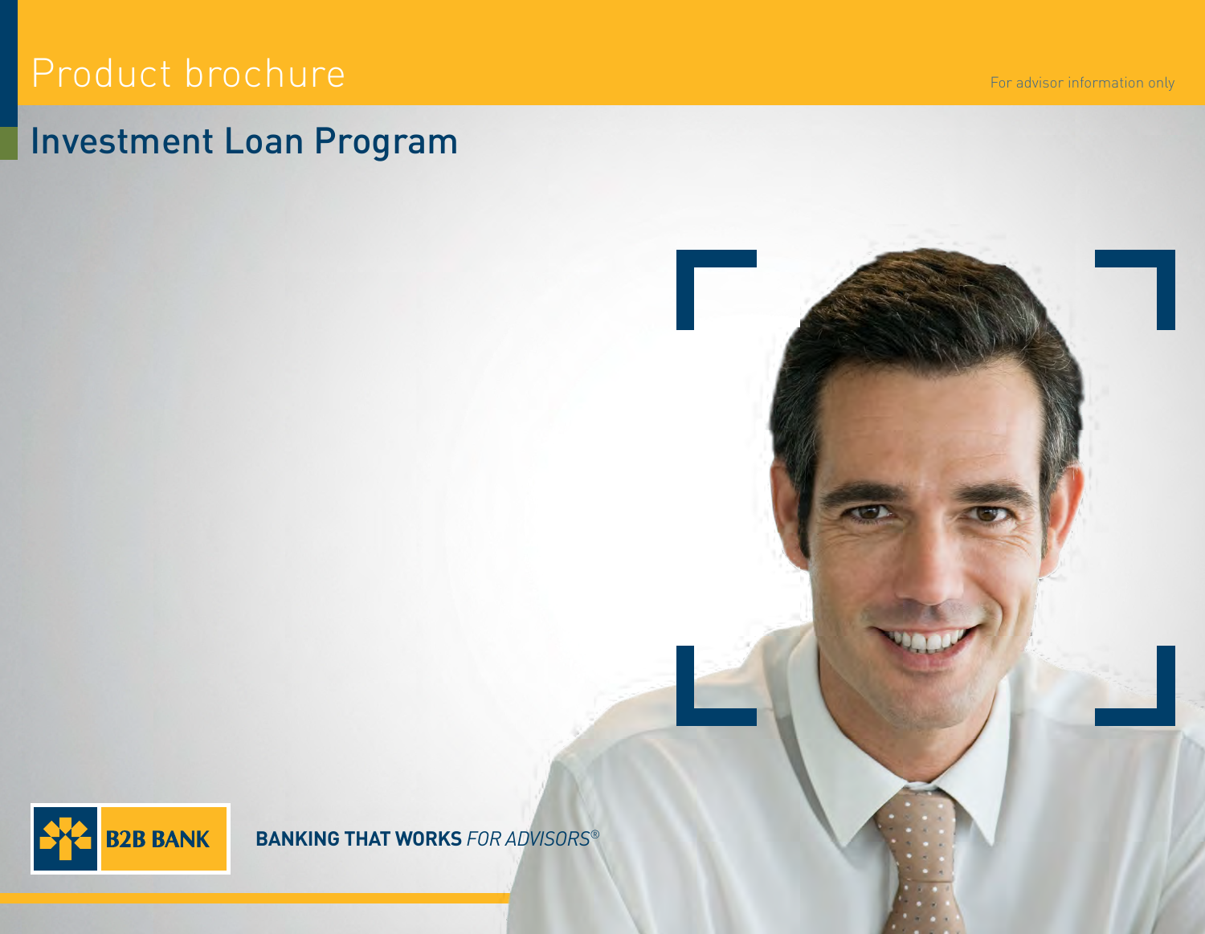Product brochure

For advisor information only

# Investment Loan Program

B2B BANK

**BANKING THAT WORKS** *FOR ADVISORS®*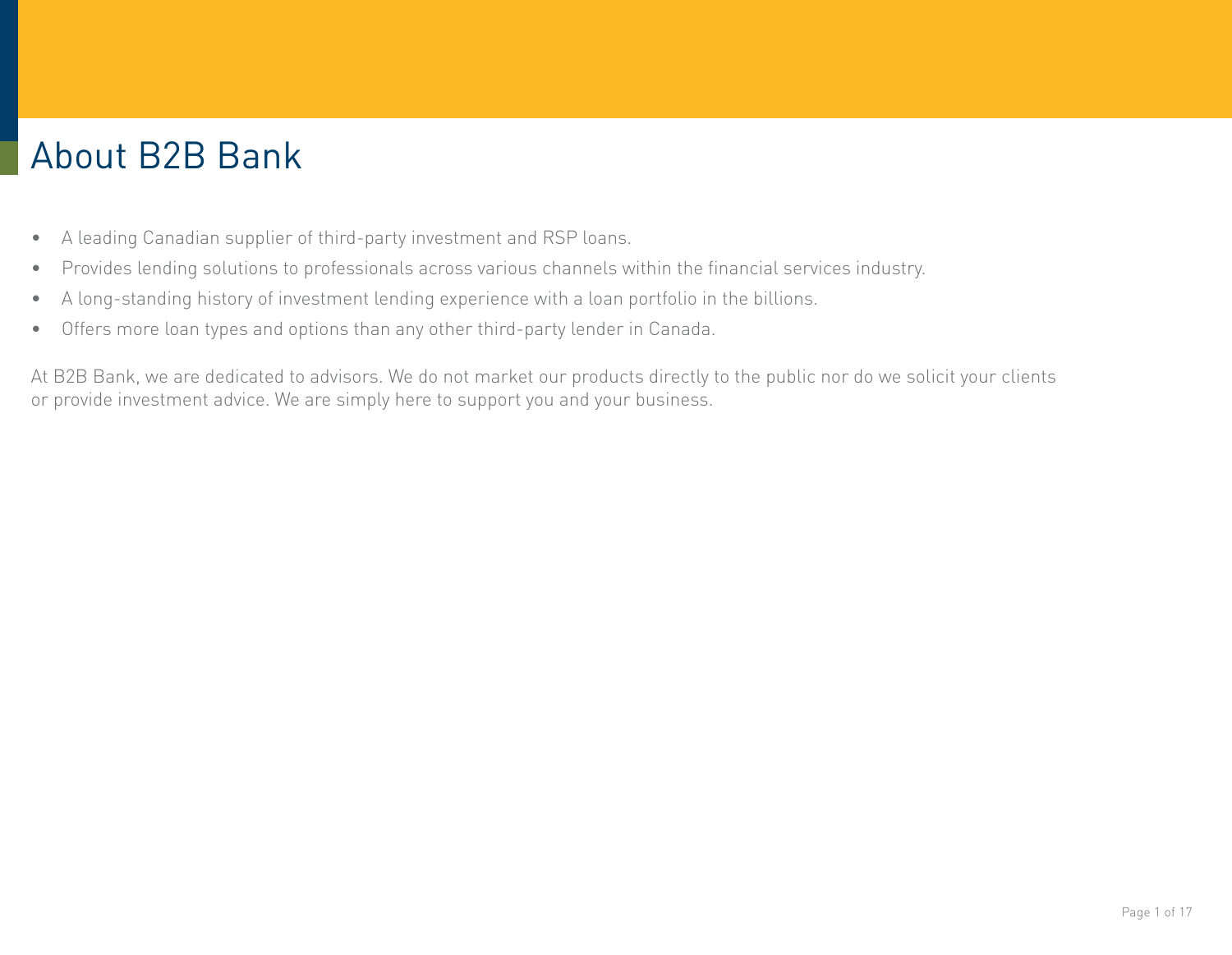# About B2B Bank

- A leading Canadian supplier of third-party investment and RSP loans.
- Provides lending solutions to professionals across various channels within the financial services industry.
- A long-standing history of investment lending experience with a loan portfolio in the billions.
- Offers more loan types and options than any other third-party lender in Canada.

At B2B Bank, we are dedicated to advisors. We do not market our products directly to the public nor do we solicit your clients or provide investment advice. We are simply here to support you and your business.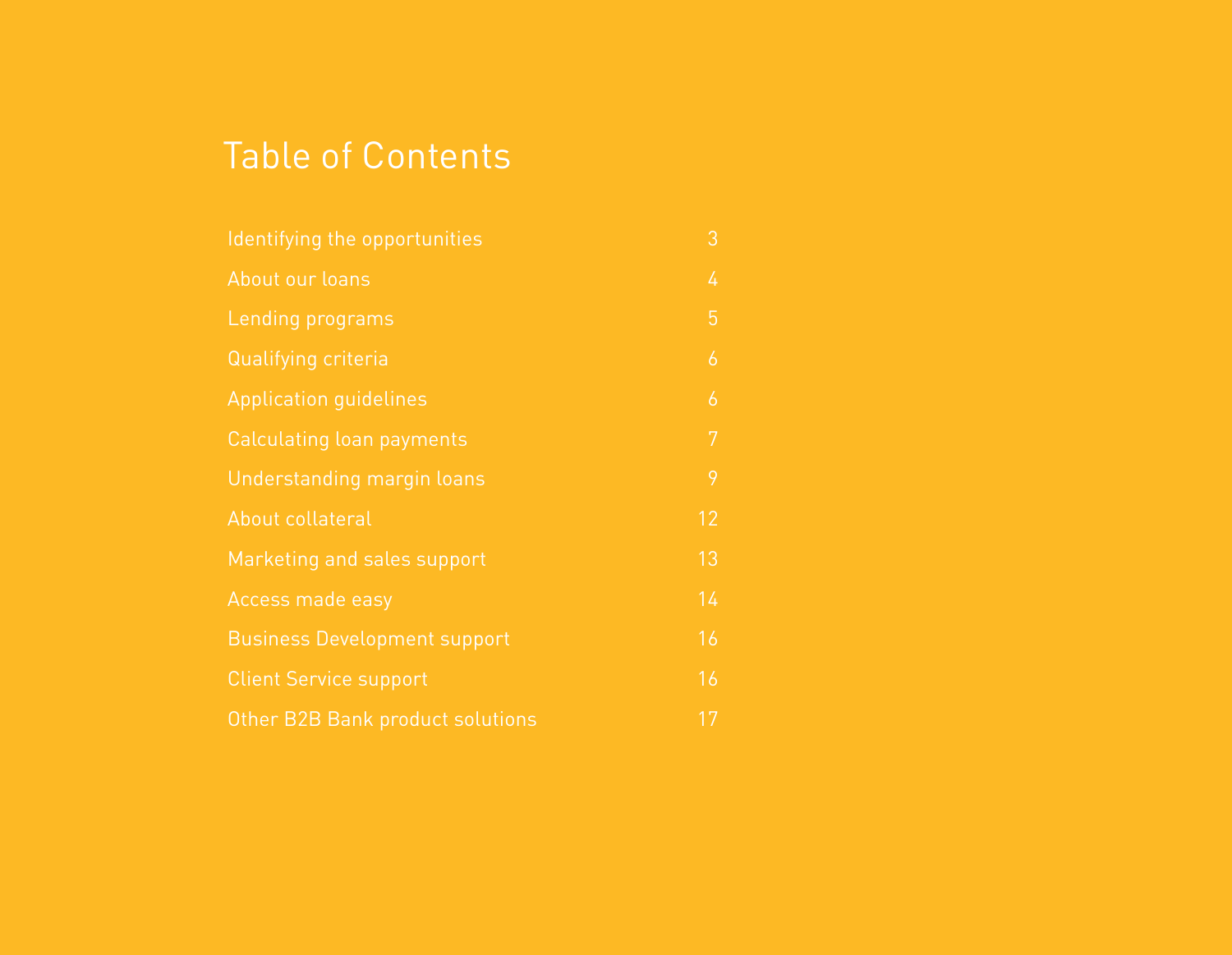# Table of Contents

| | |
|---|---|
| Identifying the opportunities | 3 |
| About our loans | 4 |
| Lending programs | 5 |
| Qualifying criteria | 6 |
| Application guidelines | 6 |
| Calculating loan payments | 7 |
| Understanding margin loans | 9 |
| About collateral | 12 |
| Marketing and sales support | 13 |
| Access made easy | 14 |
| Business Development support | 16 |
| Client Service support | 16 |
| Other B2B Bank product solutions | 17 |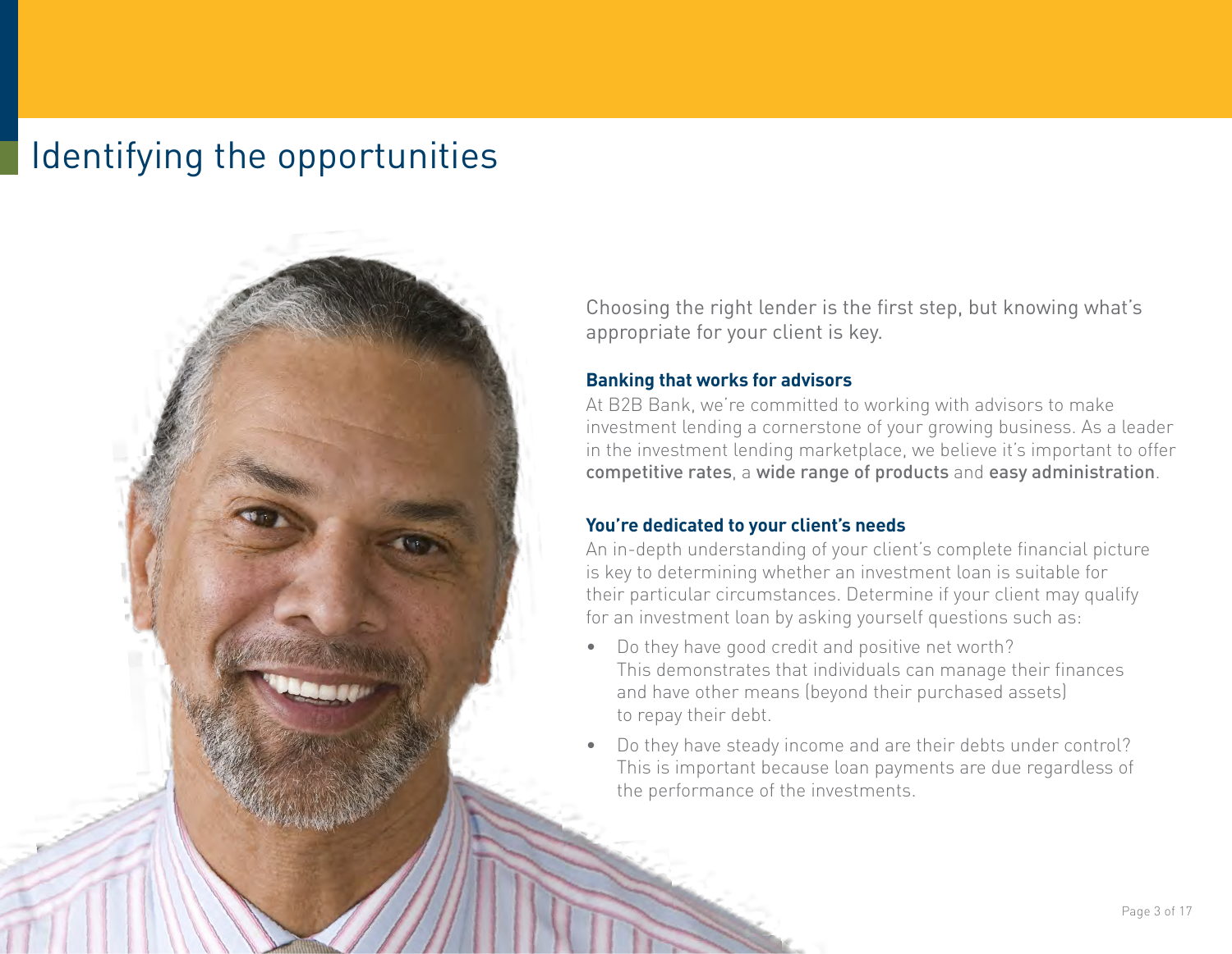# Identifying the opportunities

Choosing the right lender is the first step, but knowing what's appropriate for your client is key.

**Banking that works for advisors**

At B2B Bank, we're committed to working with advisors to make investment lending a cornerstone of your growing business. As a leader in the investment lending marketplace, we believe it's important to offer competitive rates, a wide range of products and easy administration.

**You're dedicated to your client's needs**

An in-depth understanding of your client's complete financial picture is key to determining whether an investment loan is suitable for their particular circumstances. Determine if your client may qualify for an investment loan by asking yourself questions such as:

- Do they have good credit and positive net worth? This demonstrates that individuals can manage their finances and have other means (beyond their purchased assets) to repay their debt.
- Do they have steady income and are their debts under control? This is important because loan payments are due regardless of the performance of the investments.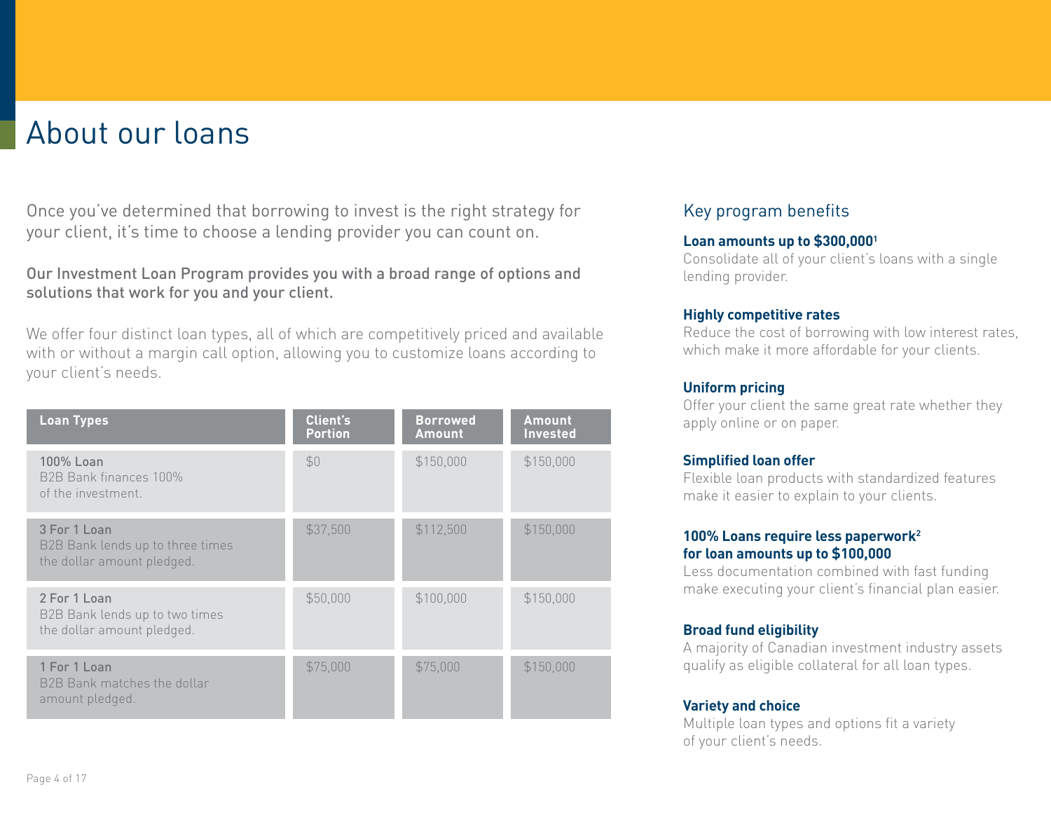# About our loans

Once you've determined that borrowing to invest is the right strategy for your client, it's time to choose a lending provider you can count on.

Our Investment Loan Program provides you with a broad range of options and solutions that work for you and your client.

We offer four distinct loan types, all of which are competitively priced and available with or without a margin call option, allowing you to customize loans according to your client's needs.

| Loan Types | Client's Portion | Borrowed Amount | Amount Invested |
|---|---|---|---|
| 100% Loan<br>B2B Bank finances 100% of the investment. | $0 | $150,000 | $150,000 |
| 3 For 1 Loan<br>B2B Bank lends up to three times the dollar amount pledged. | $37,500 | $112,500 | $150,000 |
| 2 For 1 Loan<br>B2B Bank lends up to two times the dollar amount pledged. | $50,000 | $100,000 | $150,000 |
| 1 For 1 Loan<br>B2B Bank matches the dollar amount pledged. | $75,000 | $75,000 | $150,000 |

## Key program benefits

**Loan amounts up to $300,000[1]**
Consolidate all of your client's loans with a single lending provider.

**Highly competitive rates**
Reduce the cost of borrowing with low interest rates, which make it more affordable for your clients.

**Uniform pricing**
Offer your client the same great rate whether they apply online or on paper.

**Simplified loan offer**
Flexible loan products with standardized features make it easier to explain to your clients.

**100% Loans require less paperwork[2] for loan amounts up to $100,000**
Less documentation combined with fast funding make executing your client's financial plan easier.

**Broad fund eligibility**
A majority of Canadian investment industry assets qualify as eligible collateral for all loan types.

**Variety and choice**
Multiple loan types and options fit a variety of your client's needs.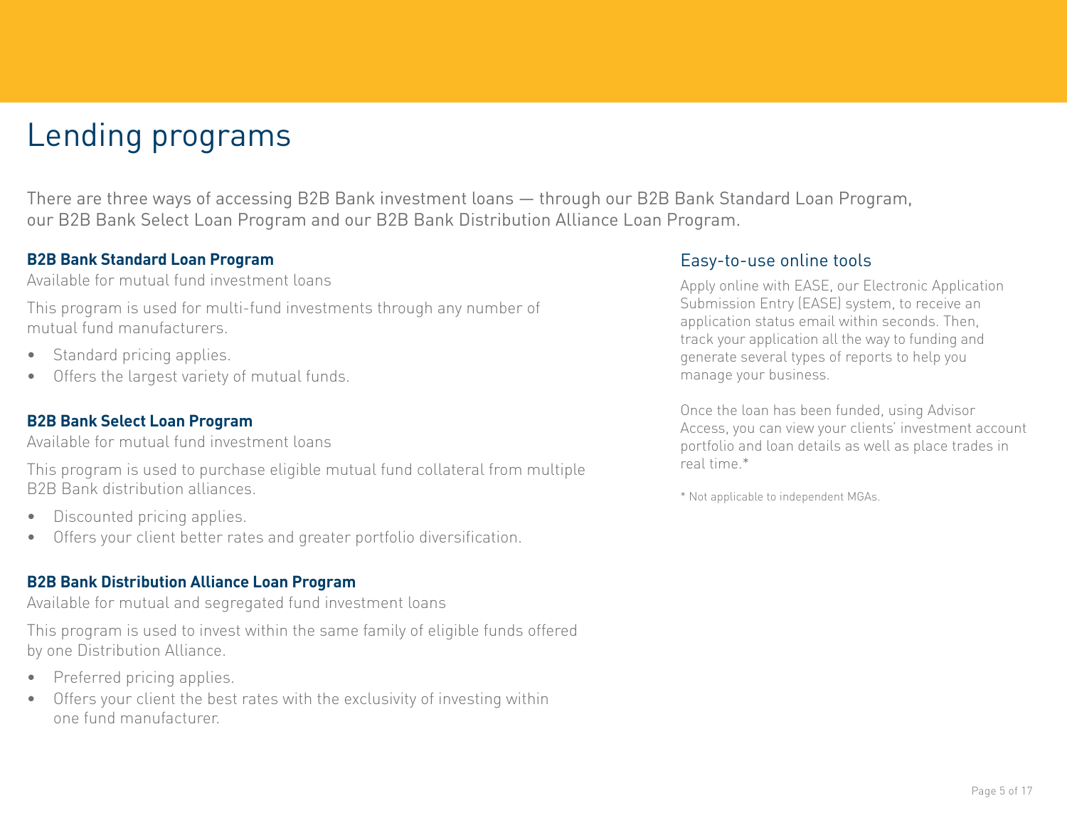# Lending programs

There are three ways of accessing B2B Bank investment loans — through our B2B Bank Standard Loan Program, our B2B Bank Select Loan Program and our B2B Bank Distribution Alliance Loan Program.

**B2B Bank Standard Loan Program**

Available for mutual fund investment loans

This program is used for multi-fund investments through any number of mutual fund manufacturers.

- Standard pricing applies.
- Offers the largest variety of mutual funds.

**B2B Bank Select Loan Program**

Available for mutual fund investment loans

This program is used to purchase eligible mutual fund collateral from multiple B2B Bank distribution alliances.

- Discounted pricing applies.
- Offers your client better rates and greater portfolio diversification.

**B2B Bank Distribution Alliance Loan Program**

Available for mutual and segregated fund investment loans

This program is used to invest within the same family of eligible funds offered by one Distribution Alliance.

- Preferred pricing applies.
- Offers your client the best rates with the exclusivity of investing within one fund manufacturer.

## Easy-to-use online tools

Apply online with EASE, our Electronic Application Submission Entry (EASE) system, to receive an application status email within seconds. Then, track your application all the way to funding and generate several types of reports to help you manage your business.

Once the loan has been funded, using Advisor Access, you can view your clients' investment account portfolio and loan details as well as place trades in real time.*

* Not applicable to independent MGAs.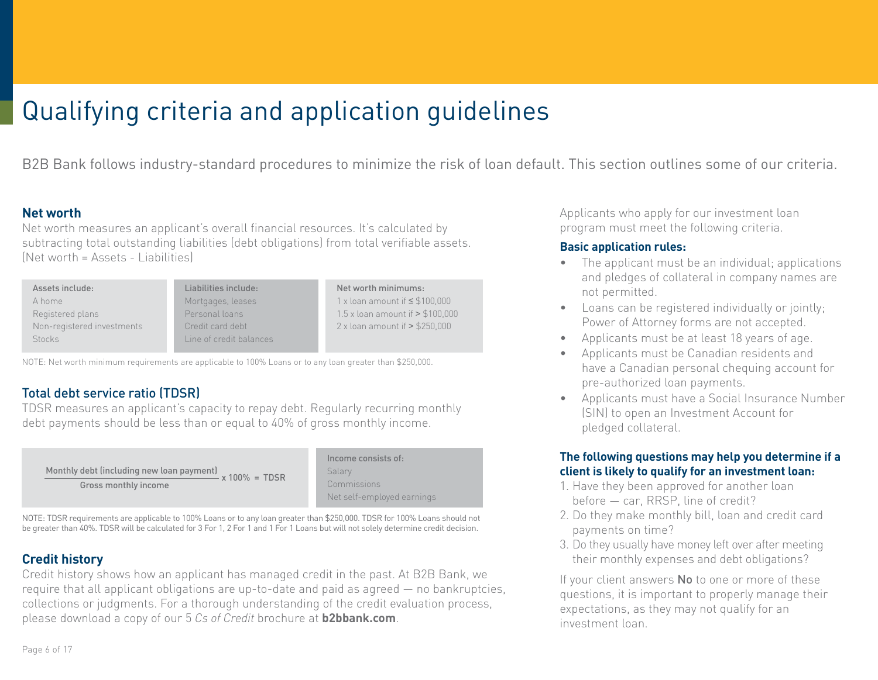# Qualifying criteria and application guidelines

B2B Bank follows industry-standard procedures to minimize the risk of loan default. This section outlines some of our criteria.

## Net worth

Net worth measures an applicant's overall financial resources. It's calculated by subtracting total outstanding liabilities (debt obligations) from total verifiable assets. (Net worth = Assets - Liabilities)

| Assets include: | Liabilities include: | Net worth minimums: |
|---|---|---|
| A home | Mortgages, leases | 1 x loan amount if ≤ $100,000 |
| Registered plans | Personal loans | 1.5 x loan amount if > $100,000 |
| Non-registered investments | Credit card debt | 2 x loan amount if > $250,000 |
| Stocks | Line of credit balances | |

NOTE: Net worth minimum requirements are applicable to 100% Loans or to any loan greater than $250,000.

## Total debt service ratio (TDSR)

TDSR measures an applicant's capacity to repay debt. Regularly recurring monthly debt payments should be less than or equal to 40% of gross monthly income.

$$\frac{\text{Monthly debt (including new loan payment)}}{\text{Gross monthly income}} \times 100\% = \text{TDSR}$$

**Income consists of:**
- Salary
- Commissions
- Net self-employed earnings

NOTE: TDSR requirements are applicable to 100% Loans or to any loan greater than $250,000. TDSR for 100% Loans should not be greater than 40%. TDSR will be calculated for 3 For 1, 2 For 1 and 1 For 1 Loans but will not solely determine credit decision.

## Credit history

Credit history shows how an applicant has managed credit in the past. At B2B Bank, we require that all applicant obligations are up-to-date and paid as agreed — no bankruptcies, collections or judgments. For a thorough understanding of the credit evaluation process, please download a copy of our 5 *Cs of Credit* brochure at **b2bbank.com**.

Applicants who apply for our investment loan program must meet the following criteria.

### Basic application rules:

- The applicant must be an individual; applications and pledges of collateral in company names are not permitted.
- Loans can be registered individually or jointly; Power of Attorney forms are not accepted.
- Applicants must be at least 18 years of age.
- Applicants must be Canadian residents and have a Canadian personal chequing account for pre-authorized loan payments.
- Applicants must have a Social Insurance Number (SIN) to open an Investment Account for pledged collateral.

### The following questions may help you determine if a client is likely to qualify for an investment loan:

1. Have they been approved for another loan before — car, RRSP, line of credit?
2. Do they make monthly bill, loan and credit card payments on time?
3. Do they usually have money left over after meeting their monthly expenses and debt obligations?

If your client answers **No** to one or more of these questions, it is important to properly manage their expectations, as they may not qualify for an investment loan.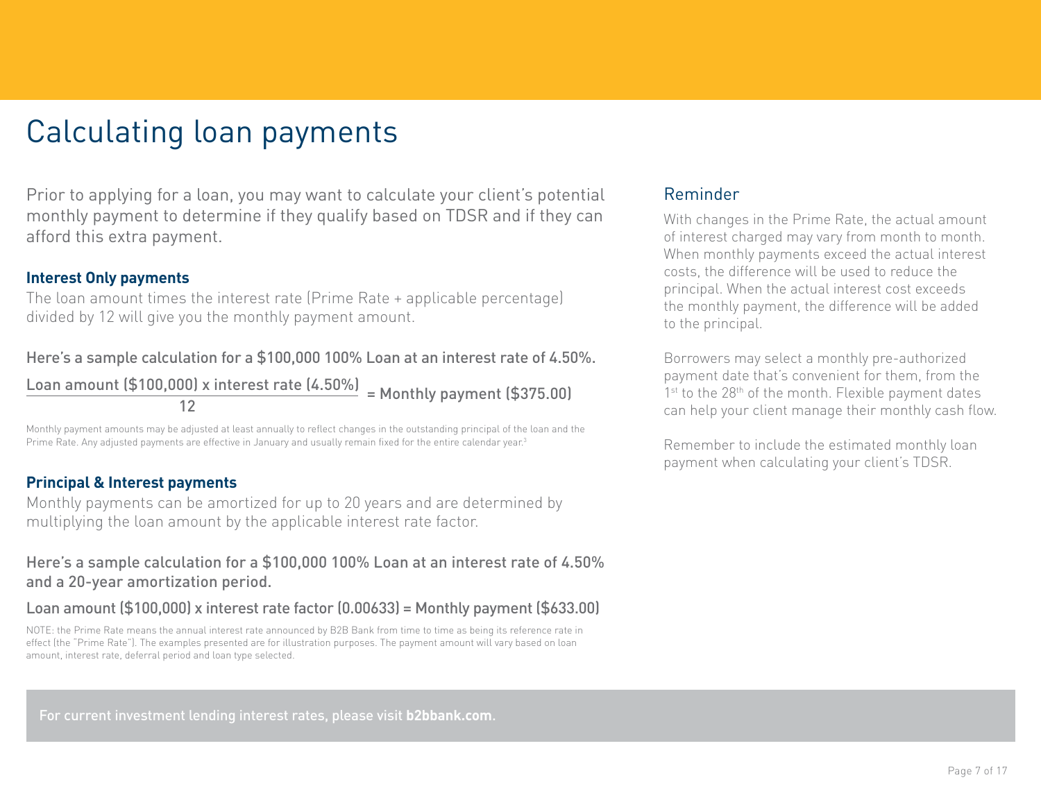# Calculating loan payments

Prior to applying for a loan, you may want to calculate your client's potential monthly payment to determine if they qualify based on TDSR and if they can afford this extra payment.

**Interest Only payments**

The loan amount times the interest rate (Prime Rate + applicable percentage) divided by 12 will give you the monthly payment amount.

Here's a sample calculation for a $100,000 100% Loan at an interest rate of 4.50%.

$$\frac{\text{Loan amount (\$100,000) x interest rate (4.50\%)}}{12} = \text{Monthly payment (\$375.00)}$$

Monthly payment amounts may be adjusted at least annually to reflect changes in the outstanding principal of the loan and the Prime Rate. Any adjusted payments are effective in January and usually remain fixed for the entire calendar year.[3]

**Principal & Interest payments**

Monthly payments can be amortized for up to 20 years and are determined by multiplying the loan amount by the applicable interest rate factor.

Here's a sample calculation for a $100,000 100% Loan at an interest rate of 4.50% and a 20-year amortization period.

Loan amount ($100,000) x interest rate factor (0.00633) = Monthly payment ($633.00)

NOTE: the Prime Rate means the annual interest rate announced by B2B Bank from time to time as being its reference rate in effect (the "Prime Rate"). The examples presented are for illustration purposes. The payment amount will vary based on loan amount, interest rate, deferral period and loan type selected.

## Reminder

With changes in the Prime Rate, the actual amount of interest charged may vary from month to month. When monthly payments exceed the actual interest costs, the difference will be used to reduce the principal. When the actual interest cost exceeds the monthly payment, the difference will be added to the principal.

Borrowers may select a monthly pre-authorized payment date that's convenient for them, from the 1st to the 28th of the month. Flexible payment dates can help your client manage their monthly cash flow.

Remember to include the estimated monthly loan payment when calculating your client's TDSR.

For current investment lending interest rates, please visit **b2bbank.com**.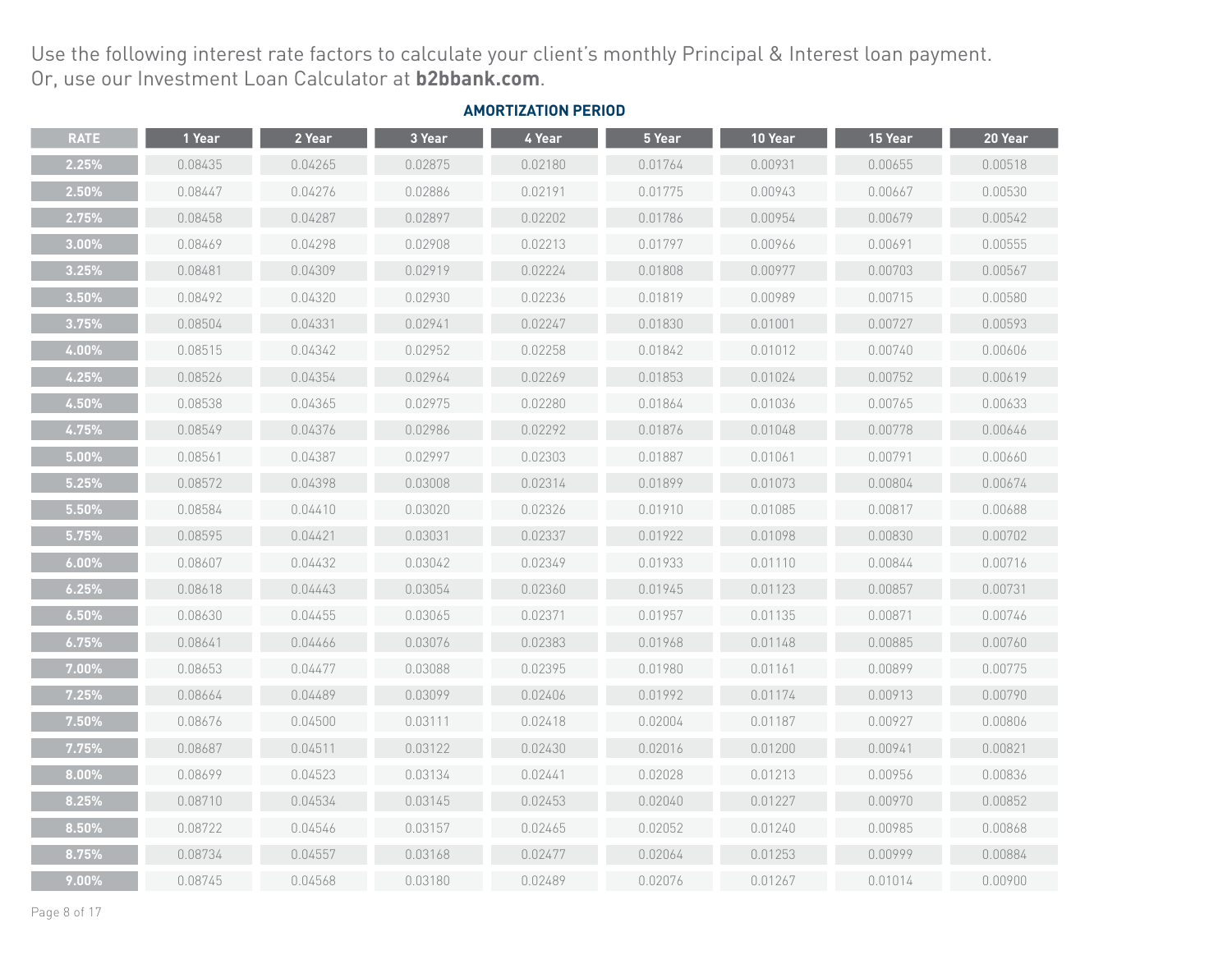Use the following interest rate factors to calculate your client's monthly Principal & Interest loan payment.
Or, use our Investment Loan Calculator at **b2bbank.com**.

**AMORTIZATION PERIOD**

| RATE | 1 Year | 2 Year | 3 Year | 4 Year | 5 Year | 10 Year | 15 Year | 20 Year |
|---|---|---|---|---|---|---|---|---|
| 2.25% | 0.08435 | 0.04265 | 0.02875 | 0.02180 | 0.01764 | 0.00931 | 0.00655 | 0.00518 |
| 2.50% | 0.08447 | 0.04276 | 0.02886 | 0.02191 | 0.01775 | 0.00943 | 0.00667 | 0.00530 |
| 2.75% | 0.08458 | 0.04287 | 0.02897 | 0.02202 | 0.01786 | 0.00954 | 0.00679 | 0.00542 |
| 3.00% | 0.08469 | 0.04298 | 0.02908 | 0.02213 | 0.01797 | 0.00966 | 0.00691 | 0.00555 |
| 3.25% | 0.08481 | 0.04309 | 0.02919 | 0.02224 | 0.01808 | 0.00977 | 0.00703 | 0.00567 |
| 3.50% | 0.08492 | 0.04320 | 0.02930 | 0.02236 | 0.01819 | 0.00989 | 0.00715 | 0.00580 |
| 3.75% | 0.08504 | 0.04331 | 0.02941 | 0.02247 | 0.01830 | 0.01001 | 0.00727 | 0.00593 |
| 4.00% | 0.08515 | 0.04342 | 0.02952 | 0.02258 | 0.01842 | 0.01012 | 0.00740 | 0.00606 |
| 4.25% | 0.08526 | 0.04354 | 0.02964 | 0.02269 | 0.01853 | 0.01024 | 0.00752 | 0.00619 |
| 4.50% | 0.08538 | 0.04365 | 0.02975 | 0.02280 | 0.01864 | 0.01036 | 0.00765 | 0.00633 |
| 4.75% | 0.08549 | 0.04376 | 0.02986 | 0.02292 | 0.01876 | 0.01048 | 0.00778 | 0.00646 |
| 5.00% | 0.08561 | 0.04387 | 0.02997 | 0.02303 | 0.01887 | 0.01061 | 0.00791 | 0.00660 |
| 5.25% | 0.08572 | 0.04398 | 0.03008 | 0.02314 | 0.01899 | 0.01073 | 0.00804 | 0.00674 |
| 5.50% | 0.08584 | 0.04410 | 0.03020 | 0.02326 | 0.01910 | 0.01085 | 0.00817 | 0.00688 |
| 5.75% | 0.08595 | 0.04421 | 0.03031 | 0.02337 | 0.01922 | 0.01098 | 0.00830 | 0.00702 |
| 6.00% | 0.08607 | 0.04432 | 0.03042 | 0.02349 | 0.01933 | 0.01110 | 0.00844 | 0.00716 |
| 6.25% | 0.08618 | 0.04443 | 0.03054 | 0.02360 | 0.01945 | 0.01123 | 0.00857 | 0.00731 |
| 6.50% | 0.08630 | 0.04455 | 0.03065 | 0.02371 | 0.01957 | 0.01135 | 0.00871 | 0.00746 |
| 6.75% | 0.08641 | 0.04466 | 0.03076 | 0.02383 | 0.01968 | 0.01148 | 0.00885 | 0.00760 |
| 7.00% | 0.08653 | 0.04477 | 0.03088 | 0.02395 | 0.01980 | 0.01161 | 0.00899 | 0.00775 |
| 7.25% | 0.08664 | 0.04489 | 0.03099 | 0.02406 | 0.01992 | 0.01174 | 0.00913 | 0.00790 |
| 7.50% | 0.08676 | 0.04500 | 0.03111 | 0.02418 | 0.02004 | 0.01187 | 0.00927 | 0.00806 |
| 7.75% | 0.08687 | 0.04511 | 0.03122 | 0.02430 | 0.02016 | 0.01200 | 0.00941 | 0.00821 |
| 8.00% | 0.08699 | 0.04523 | 0.03134 | 0.02441 | 0.02028 | 0.01213 | 0.00956 | 0.00836 |
| 8.25% | 0.08710 | 0.04534 | 0.03145 | 0.02453 | 0.02040 | 0.01227 | 0.00970 | 0.00852 |
| 8.50% | 0.08722 | 0.04546 | 0.03157 | 0.02465 | 0.02052 | 0.01240 | 0.00985 | 0.00868 |
| 8.75% | 0.08734 | 0.04557 | 0.03168 | 0.02477 | 0.02064 | 0.01253 | 0.00999 | 0.00884 |
| 9.00% | 0.08745 | 0.04568 | 0.03180 | 0.02489 | 0.02076 | 0.01267 | 0.01014 | 0.00900 |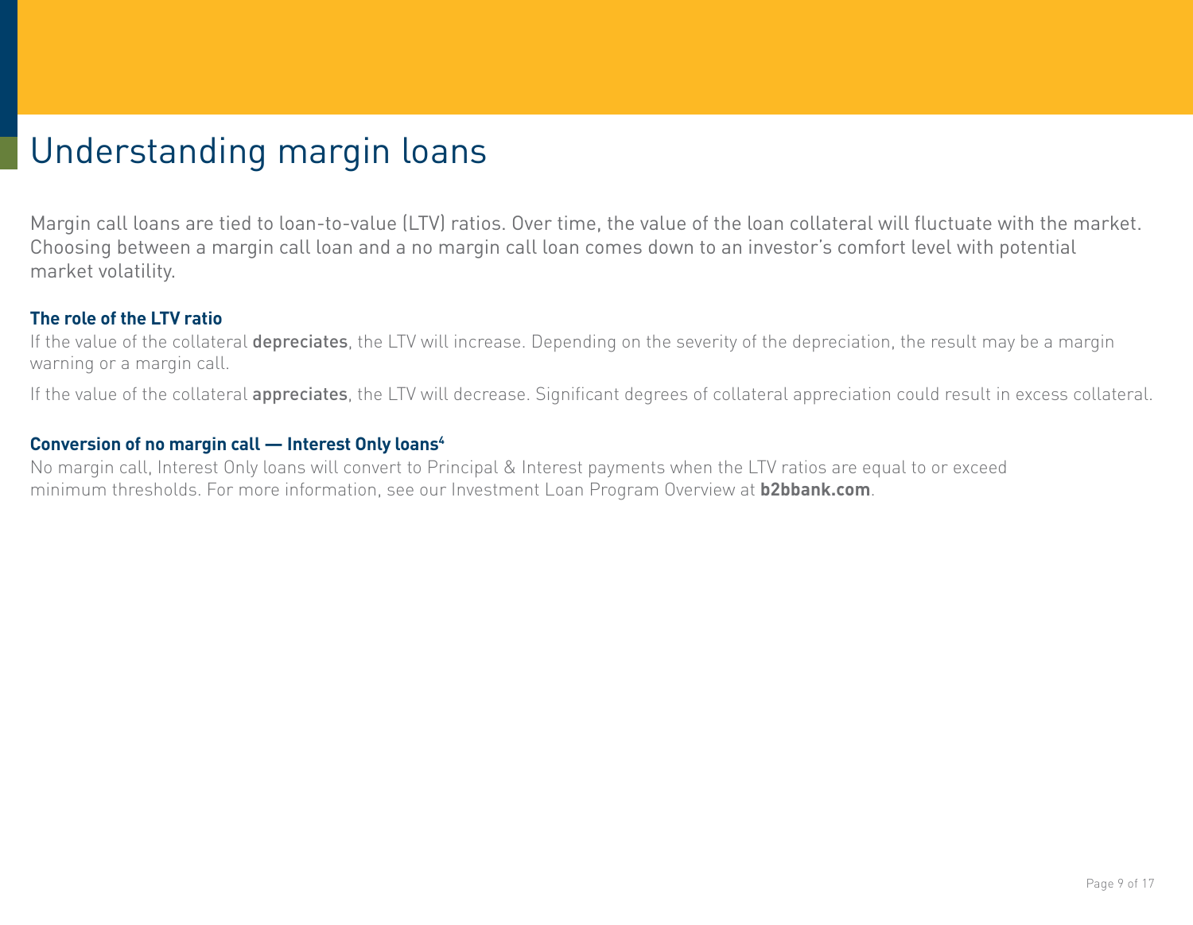# Understanding margin loans

Margin call loans are tied to loan-to-value (LTV) ratios. Over time, the value of the loan collateral will fluctuate with the market. Choosing between a margin call loan and a no margin call loan comes down to an investor's comfort level with potential market volatility.

### The role of the LTV ratio

If the value of the collateral **depreciates**, the LTV will increase. Depending on the severity of the depreciation, the result may be a margin warning or a margin call.

If the value of the collateral **appreciates**, the LTV will decrease. Significant degrees of collateral appreciation could result in excess collateral.

### Conversion of no margin call — Interest Only loans[4]

No margin call, Interest Only loans will convert to Principal & Interest payments when the LTV ratios are equal to or exceed minimum thresholds. For more information, see our Investment Loan Program Overview at **b2bbank.com**.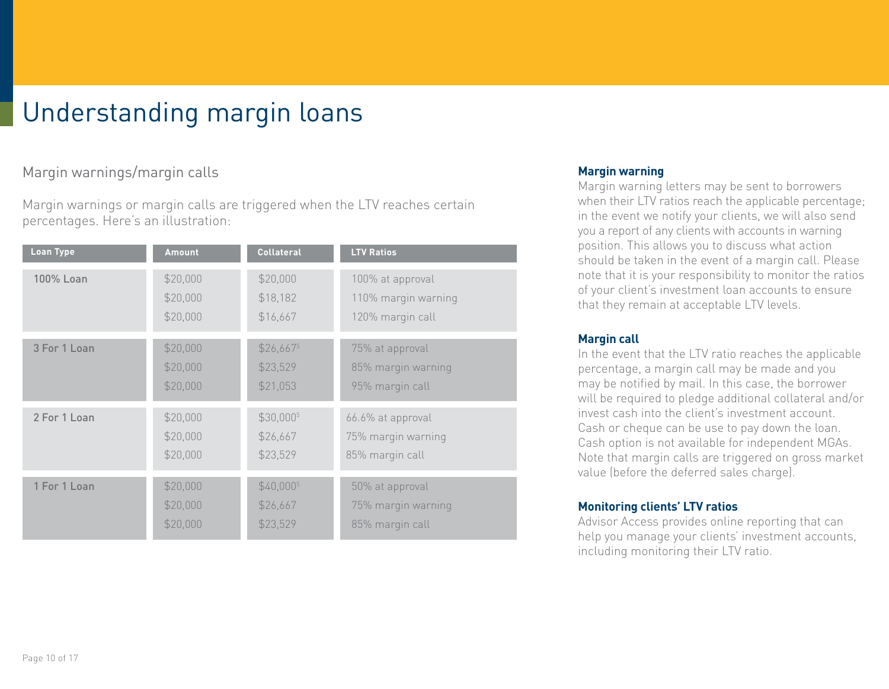# Understanding margin loans

## Margin warnings/margin calls

Margin warnings or margin calls are triggered when the LTV reaches certain percentages. Here's an illustration:

| Loan Type | Amount | Collateral | LTV Ratios |
|---|---|---|---|
| 100% Loan | $20,000 | $20,000 | 100% at approval |
| | $20,000 | $18,182 | 110% margin warning |
| | $20,000 | $16,667 | 120% margin call |
| 3 For 1 Loan | $20,000 | $26,667[5] | 75% at approval |
| | $20,000 | $23,529 | 85% margin warning |
| | $20,000 | $21,053 | 95% margin call |
| 2 For 1 Loan | $20,000 | $30,000[5] | 66.6% at approval |
| | $20,000 | $26,667 | 75% margin warning |
| | $20,000 | $23,529 | 85% margin call |
| 1 For 1 Loan | $20,000 | $40,000[5] | 50% at approval |
| | $20,000 | $26,667 | 75% margin warning |
| | $20,000 | $23,529 | 85% margin call |

### Margin warning

Margin warning letters may be sent to borrowers when their LTV ratios reach the applicable percentage; in the event we notify your clients, we will also send you a report of any clients with accounts in warning position. This allows you to discuss what action should be taken in the event of a margin call. Please note that it is your responsibility to monitor the ratios of your client's investment loan accounts to ensure that they remain at acceptable LTV levels.

### Margin call

In the event that the LTV ratio reaches the applicable percentage, a margin call may be made and you may be notified by mail. In this case, the borrower will be required to pledge additional collateral and/or invest cash into the client's investment account. Cash or cheque can be use to pay down the loan. Cash option is not available for independent MGAs. Note that margin calls are triggered on gross market value (before the deferred sales charge).

### Monitoring clients' LTV ratios

Advisor Access provides online reporting that can help you manage your clients' investment accounts, including monitoring their LTV ratio.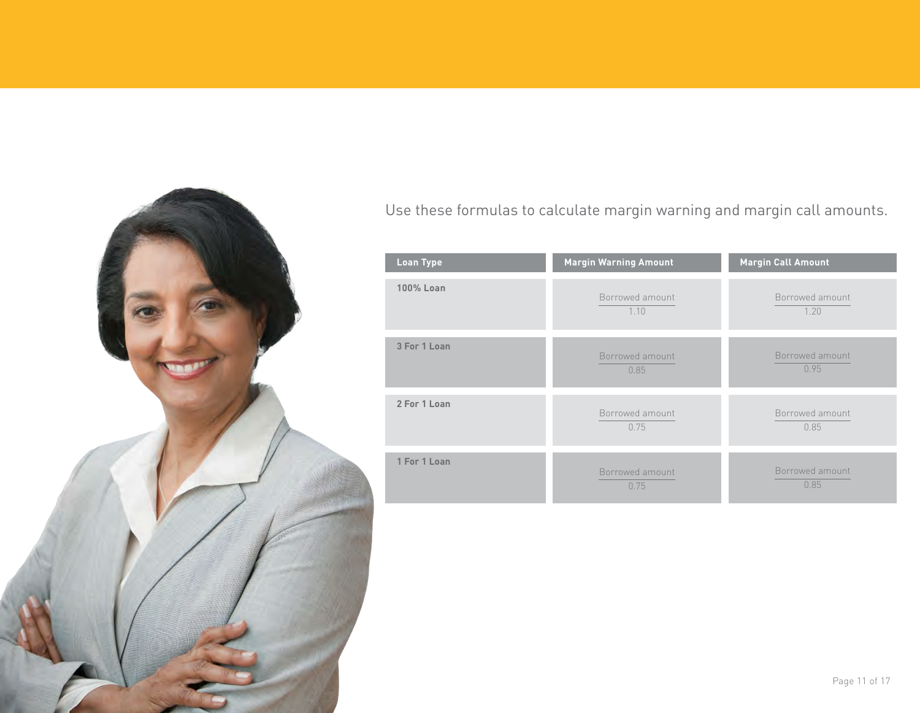Use these formulas to calculate margin warning and margin call amounts.

| Loan Type | Margin Warning Amount | Margin Call Amount |
| --- | --- | --- |
| **100% Loan** | $\frac{\text{Borrowed amount}}{1.10}$ | $\frac{\text{Borrowed amount}}{1.20}$ |
| **3 For 1 Loan** | $\frac{\text{Borrowed amount}}{0.85}$ | $\frac{\text{Borrowed amount}}{0.95}$ |
| **2 For 1 Loan** | $\frac{\text{Borrowed amount}}{0.75}$ | $\frac{\text{Borrowed amount}}{0.85}$ |
| **1 For 1 Loan** | $\frac{\text{Borrowed amount}}{0.75}$ | $\frac{\text{Borrowed amount}}{0.85}$ |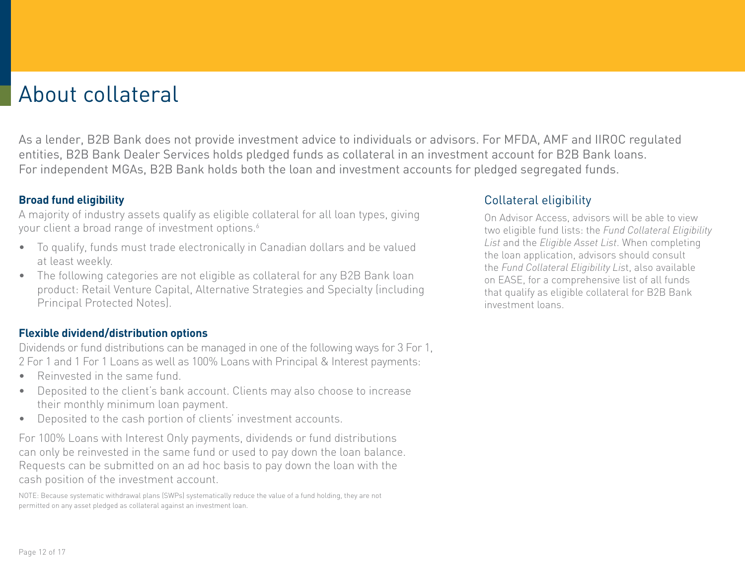# About collateral

As a lender, B2B Bank does not provide investment advice to individuals or advisors. For MFDA, AMF and IIROC regulated entities, B2B Bank Dealer Services holds pledged funds as collateral in an investment account for B2B Bank loans. For independent MGAs, B2B Bank holds both the loan and investment accounts for pledged segregated funds.

**Broad fund eligibility**

A majority of industry assets qualify as eligible collateral for all loan types, giving your client a broad range of investment options.[6]

- To qualify, funds must trade electronically in Canadian dollars and be valued at least weekly.
- The following categories are not eligible as collateral for any B2B Bank loan product: Retail Venture Capital, Alternative Strategies and Specialty (including Principal Protected Notes).

**Flexible dividend/distribution options**

Dividends or fund distributions can be managed in one of the following ways for 3 For 1, 2 For 1 and 1 For 1 Loans as well as 100% Loans with Principal & Interest payments:

- Reinvested in the same fund.
- Deposited to the client's bank account. Clients may also choose to increase their monthly minimum loan payment.
- Deposited to the cash portion of clients' investment accounts.

For 100% Loans with Interest Only payments, dividends or fund distributions can only be reinvested in the same fund or used to pay down the loan balance. Requests can be submitted on an ad hoc basis to pay down the loan with the cash position of the investment account.

NOTE: Because systematic withdrawal plans (SWPs) systematically reduce the value of a fund holding, they are not permitted on any asset pledged as collateral against an investment loan.

## Collateral eligibility

On Advisor Access, advisors will be able to view two eligible fund lists: the *Fund Collateral Eligibility List* and the *Eligible Asset List*. When completing the loan application, advisors should consult the *Fund Collateral Eligibility List*, also available on EASE, for a comprehensive list of all funds that qualify as eligible collateral for B2B Bank investment loans.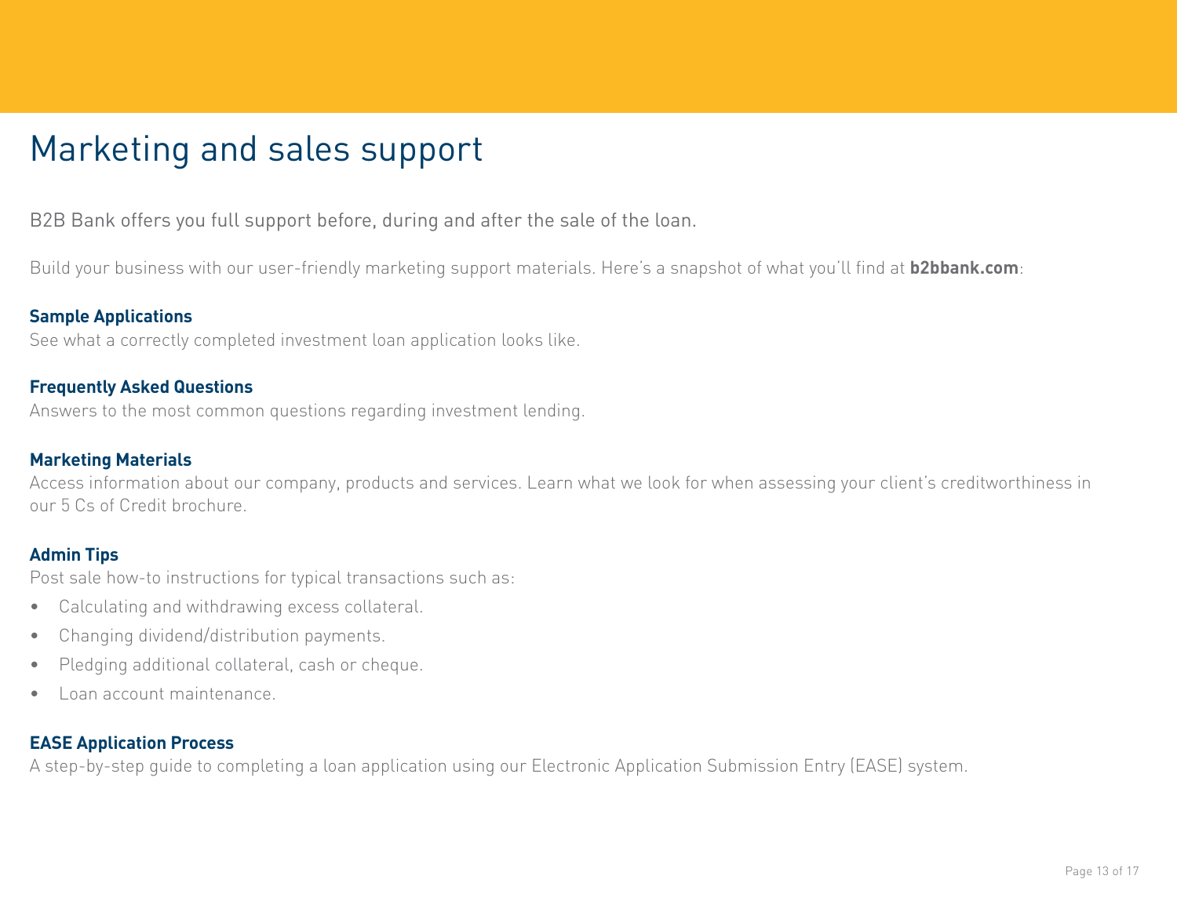# Marketing and sales support

B2B Bank offers you full support before, during and after the sale of the loan.

Build your business with our user-friendly marketing support materials. Here's a snapshot of what you'll find at **b2bbank.com**:

**Sample Applications**
See what a correctly completed investment loan application looks like.

**Frequently Asked Questions**
Answers to the most common questions regarding investment lending.

**Marketing Materials**
Access information about our company, products and services. Learn what we look for when assessing your client's creditworthiness in our 5 Cs of Credit brochure.

**Admin Tips**
Post sale how-to instructions for typical transactions such as:

- Calculating and withdrawing excess collateral.
- Changing dividend/distribution payments.
- Pledging additional collateral, cash or cheque.
- Loan account maintenance.

**EASE Application Process**
A step-by-step guide to completing a loan application using our Electronic Application Submission Entry (EASE) system.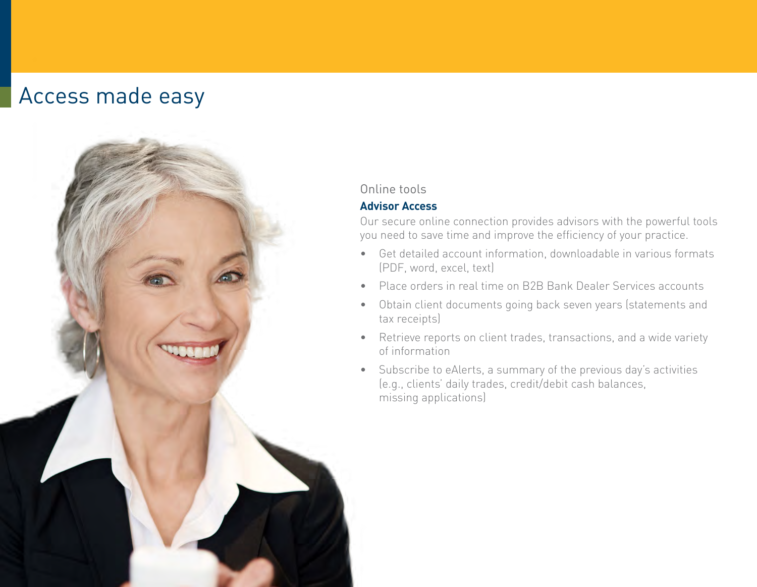# Access made easy

Online tools

**Advisor Access**

Our secure online connection provides advisors with the powerful tools you need to save time and improve the efficiency of your practice.

- Get detailed account information, downloadable in various formats (PDF, word, excel, text)
- Place orders in real time on B2B Bank Dealer Services accounts
- Obtain client documents going back seven years (statements and tax receipts)
- Retrieve reports on client trades, transactions, and a wide variety of information
- Subscribe to eAlerts, a summary of the previous day's activities (e.g., clients' daily trades, credit/debit cash balances, missing applications)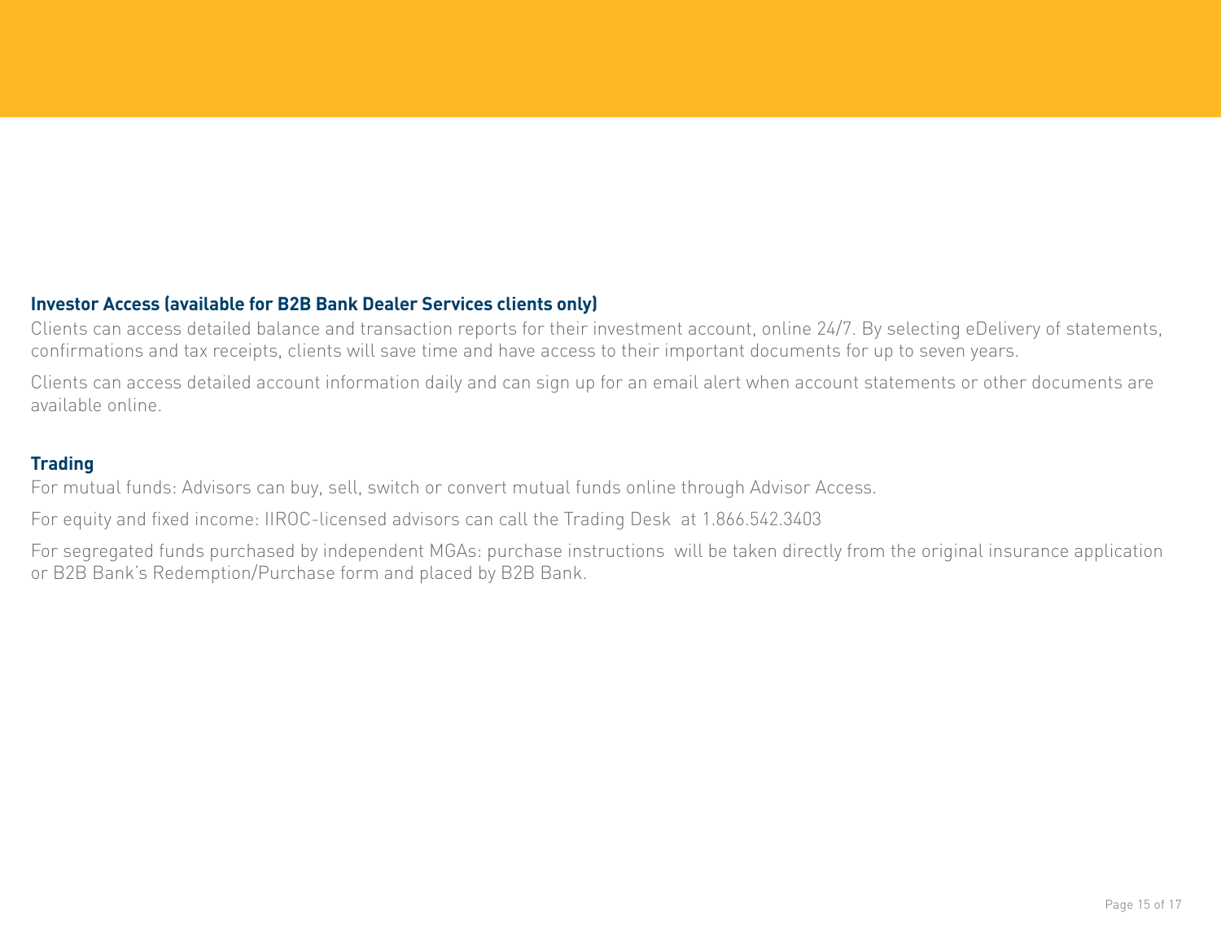### Investor Access (available for B2B Bank Dealer Services clients only)

Clients can access detailed balance and transaction reports for their investment account, online 24/7. By selecting eDelivery of statements, confirmations and tax receipts, clients will save time and have access to their important documents for up to seven years.

Clients can access detailed account information daily and can sign up for an email alert when account statements or other documents are available online.

### Trading

For mutual funds: Advisors can buy, sell, switch or convert mutual funds online through Advisor Access.

For equity and fixed income: IIROC-licensed advisors can call the Trading Desk at 1.866.542.3403

For segregated funds purchased by independent MGAs: purchase instructions will be taken directly from the original insurance application or B2B Bank's Redemption/Purchase form and placed by B2B Bank.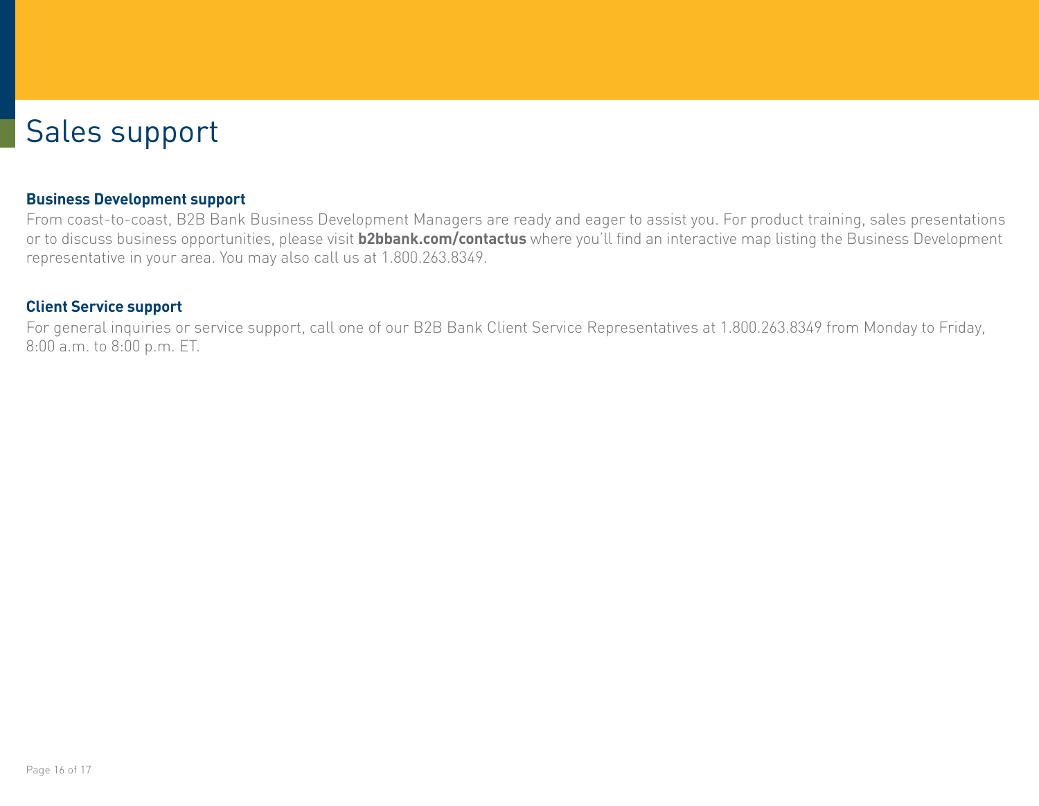# Sales support

### Business Development support

From coast-to-coast, B2B Bank Business Development Managers are ready and eager to assist you. For product training, sales presentations or to discuss business opportunities, please visit **b2bbank.com/contactus** where you'll find an interactive map listing the Business Development representative in your area. You may also call us at 1.800.263.8349.

### Client Service support

For general inquiries or service support, call one of our B2B Bank Client Service Representatives at 1.800.263.8349 from Monday to Friday, 8:00 a.m. to 8:00 p.m. ET.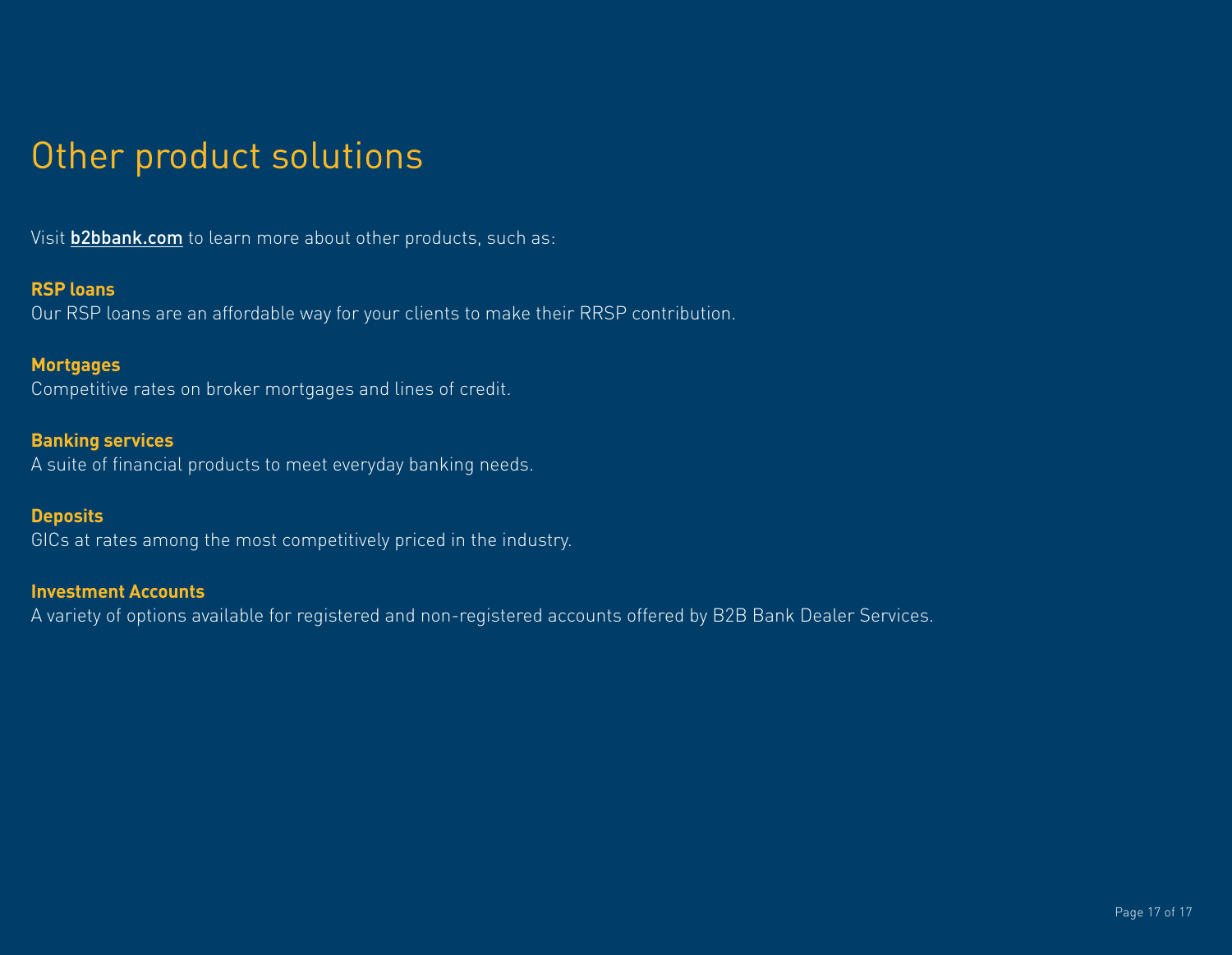# Other product solutions

Visit **b2bbank.com** to learn more about other products, such as:

**RSP loans**
Our RSP loans are an affordable way for your clients to make their RRSP contribution.

**Mortgages**
Competitive rates on broker mortgages and lines of credit.

**Banking services**
A suite of financial products to meet everyday banking needs.

**Deposits**
GICs at rates among the most competitively priced in the industry.

**Investment Accounts**
A variety of options available for registered and non-registered accounts offered by B2B Bank Dealer Services.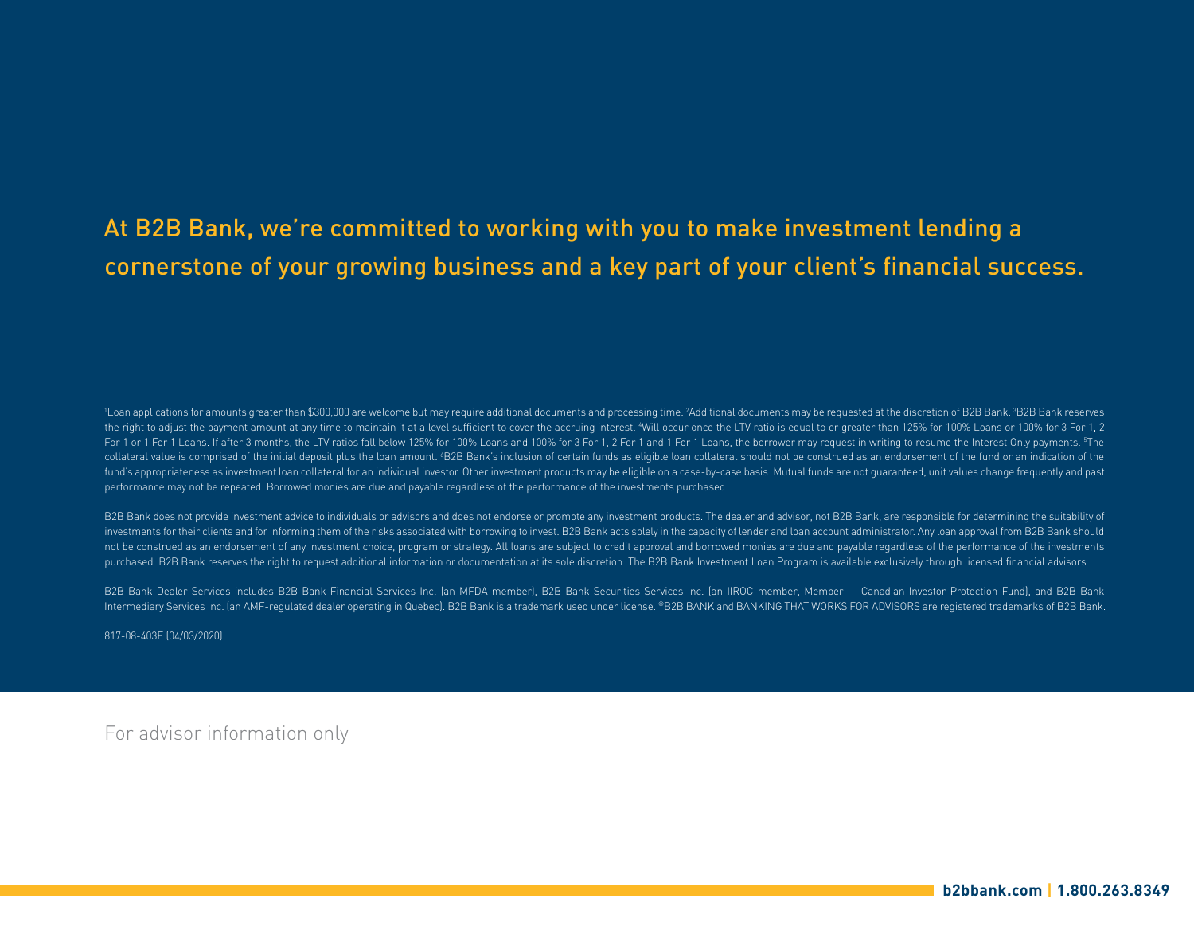At B2B Bank, we're committed to working with you to make investment lending a cornerstone of your growing business and a key part of your client's financial success.

---

[1]Loan applications for amounts greater than $300,000 are welcome but may require additional documents and processing time. [2]Additional documents may be requested at the discretion of B2B Bank. [3]B2B Bank reserves the right to adjust the payment amount at any time to maintain it at a level sufficient to cover the accruing interest. [4]Will occur once the LTV ratio is equal to or greater than 125% for 100% Loans or 100% for 3 For 1, 2 For 1 or 1 For 1 Loans. If after 3 months, the LTV ratios fall below 125% for 100% Loans and 100% for 3 For 1, 2 For 1 and 1 For 1 Loans, the borrower may request in writing to resume the Interest Only payments. [5]The collateral value is comprised of the initial deposit plus the loan amount. [6]B2B Bank's inclusion of certain funds as eligible loan collateral should not be construed as an endorsement of the fund or an indication of the fund's appropriateness as investment loan collateral for an individual investor. Other investment products may be eligible on a case-by-case basis. Mutual funds are not guaranteed, unit values change frequently and past performance may not be repeated. Borrowed monies are due and payable regardless of the performance of the investments purchased.

B2B Bank does not provide investment advice to individuals or advisors and does not endorse or promote any investment products. The dealer and advisor, not B2B Bank, are responsible for determining the suitability of investments for their clients and for informing them of the risks associated with borrowing to invest. B2B Bank acts solely in the capacity of lender and loan account administrator. Any loan approval from B2B Bank should not be construed as an endorsement of any investment choice, program or strategy. All loans are subject to credit approval and borrowed monies are due and payable regardless of the performance of the investments purchased. B2B Bank reserves the right to request additional information or documentation at its sole discretion. The B2B Bank Investment Loan Program is available exclusively through licensed financial advisors.

B2B Bank Dealer Services includes B2B Bank Financial Services Inc. (an MFDA member), B2B Bank Securities Services Inc. (an IIROC member, Member — Canadian Investor Protection Fund), and B2B Bank Intermediary Services Inc. (an AMF-regulated dealer operating in Quebec). B2B Bank is a trademark used under license. ®B2B BANK and BANKING THAT WORKS FOR ADVISORS are registered trademarks of B2B Bank.

817-08-403E (04/03/2020)

For advisor information only

**b2bbank.com | 1.800.263.8349**